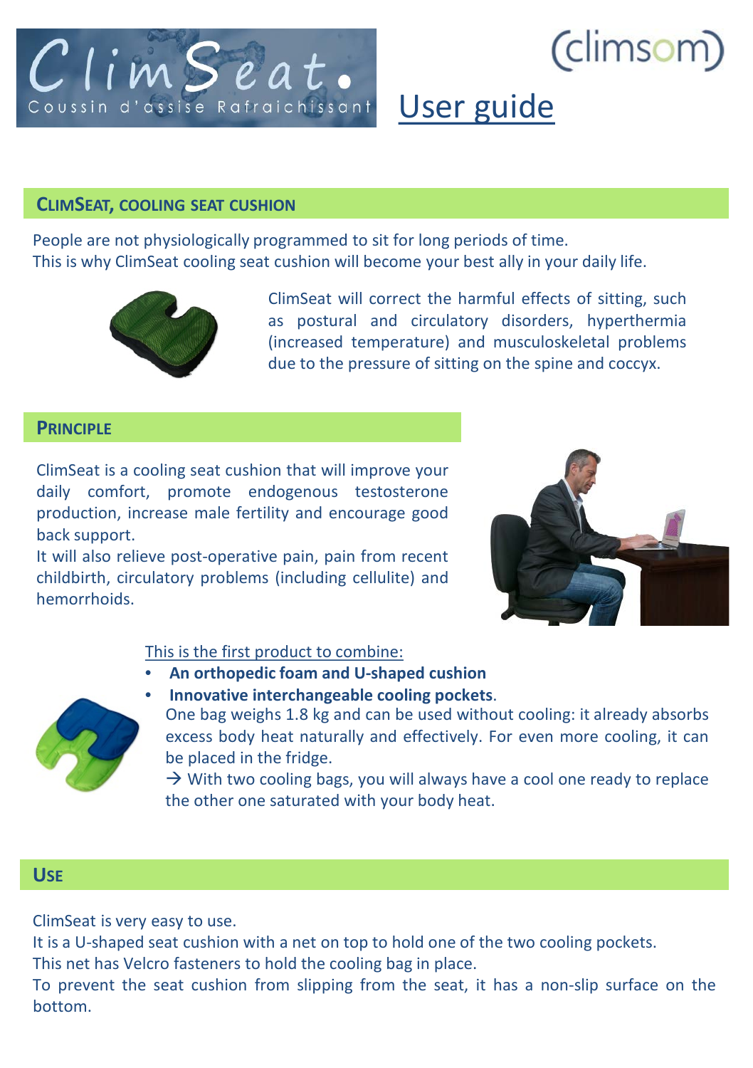ClimSeat.

Coussin d'assise Rafraichissant

(climsom)

# User guide

## ClimSeat, cooling seat cushion

People are not physiologically programmed to sit for long periods of time.
This is why ClimSeat cooling seat cushion will become your best ally in your daily life.

ClimSeat will correct the harmful effects of sitting, such as postural and circulatory disorders, hyperthermia (increased temperature) and musculoskeletal problems due to the pressure of sitting on the spine and coccyx.

## Principle

ClimSeat is a cooling seat cushion that will improve your daily comfort, promote endogenous testosterone production, increase male fertility and encourage good back support.
It will also relieve post-operative pain, pain from recent childbirth, circulatory problems (including cellulite) and hemorrhoids.

This is the first product to combine:

- **An orthopedic foam and U-shaped cushion**
- **Innovative interchangeable cooling pockets**.
  One bag weighs 1.8 kg and can be used without cooling: it already absorbs excess body heat naturally and effectively. For even more cooling, it can be placed in the fridge.
  → With two cooling bags, you will always have a cool one ready to replace the other one saturated with your body heat.

## Use

ClimSeat is very easy to use.
It is a U-shaped seat cushion with a net on top to hold one of the two cooling pockets.
This net has Velcro fasteners to hold the cooling bag in place.
To prevent the seat cushion from slipping from the seat, it has a non-slip surface on the bottom.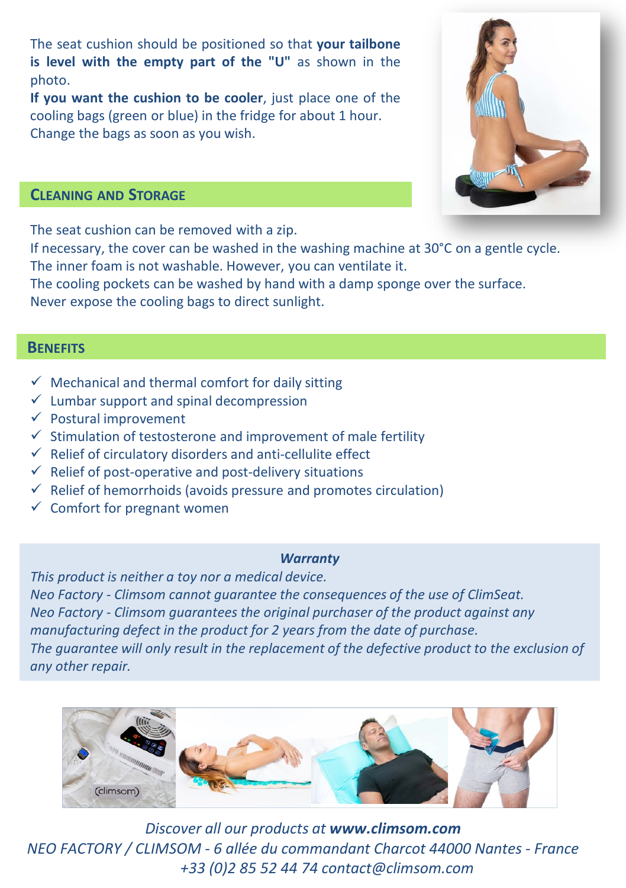The seat cushion should be positioned so that **your tailbone is level with the empty part of the "U"** as shown in the photo.

**If you want the cushion to be cooler**, just place one of the cooling bags (green or blue) in the fridge for about 1 hour. Change the bags as soon as you wish.

## CLEANING AND STORAGE

The seat cushion can be removed with a zip.
If necessary, the cover can be washed in the washing machine at 30°C on a gentle cycle.
The inner foam is not washable. However, you can ventilate it.
The cooling pockets can be washed by hand with a damp sponge over the surface.
Never expose the cooling bags to direct sunlight.

## BENEFITS

- ✓ Mechanical and thermal comfort for daily sitting
- ✓ Lumbar support and spinal decompression
- ✓ Postural improvement
- ✓ Stimulation of testosterone and improvement of male fertility
- ✓ Relief of circulatory disorders and anti-cellulite effect
- ✓ Relief of post-operative and post-delivery situations
- ✓ Relief of hemorrhoids (avoids pressure and promotes circulation)
- ✓ Comfort for pregnant women

***Warranty***

*This product is neither a toy nor a medical device.*
*Neo Factory - Climsom cannot guarantee the consequences of the use of ClimSeat.*
*Neo Factory - Climsom guarantees the original purchaser of the product against any manufacturing defect in the product for 2 years from the date of purchase.*
*The guarantee will only result in the replacement of the defective product to the exclusion of any other repair.*

*Discover all our products at* ***www.climsom.com***
*NEO FACTORY / CLIMSOM - 6 allée du commandant Charcot 44000 Nantes - France*
*+33 (0)2 85 52 44 74 contact@climsom.com*